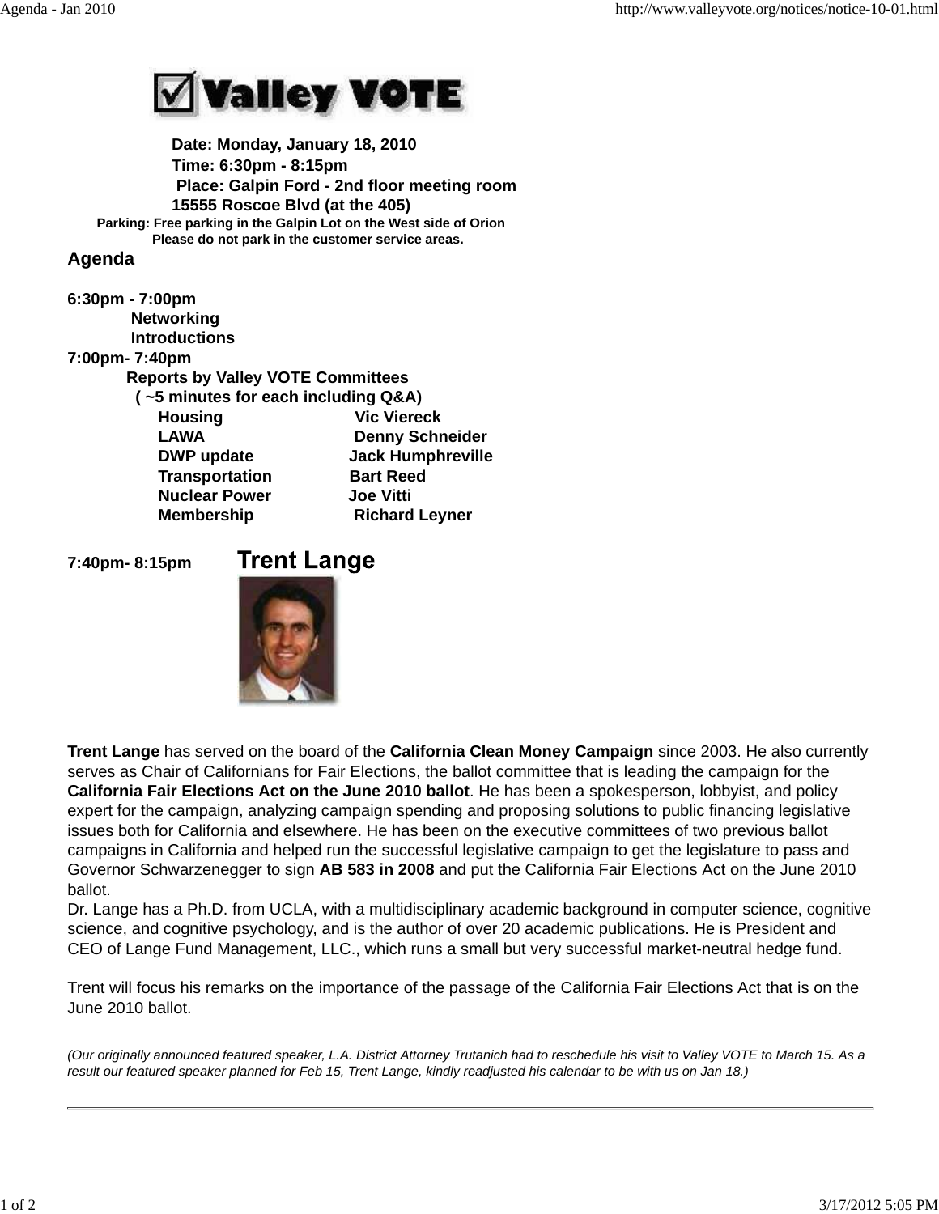Valley VOTE

**Date: Monday, January 18, 2010**
**Time: 6:30pm - 8:15pm**
**Place: Galpin Ford - 2nd floor meeting room**
**15555 Roscoe Blvd (at the 405)**
**Parking: Free parking in the Galpin Lot on the West side of Orion**
**Please do not park in the customer service areas.**

## Agenda

**6:30pm - 7:00pm**
**Networking**
**Introductions**

**7:00pm- 7:40pm**
**Reports by Valley VOTE Committees**
**( ~5 minutes for each including Q&A)**

| | |
|---|---|
| **Housing** | **Vic Viereck** |
| **LAWA** | **Denny Schneider** |
| **DWP update** | **Jack Humphreville** |
| **Transportation** | **Bart Reed** |
| **Nuclear Power** | **Joe Vitti** |
| **Membership** | **Richard Leyner** |

**7:40pm- 8:15pm** **Trent Lange**

**Trent Lange** has served on the board of the **California Clean Money Campaign** since 2003. He also currently serves as Chair of Californians for Fair Elections, the ballot committee that is leading the campaign for the **California Fair Elections Act on the June 2010 ballot**. He has been a spokesperson, lobbyist, and policy expert for the campaign, analyzing campaign spending and proposing solutions to public financing legislative issues both for California and elsewhere. He has been on the executive committees of two previous ballot campaigns in California and helped run the successful legislative campaign to get the legislature to pass and Governor Schwarzenegger to sign **AB 583 in 2008** and put the California Fair Elections Act on the June 2010 ballot.
Dr. Lange has a Ph.D. from UCLA, with a multidisciplinary academic background in computer science, cognitive science, and cognitive psychology, and is the author of over 20 academic publications. He is President and CEO of Lange Fund Management, LLC., which runs a small but very successful market-neutral hedge fund.

Trent will focus his remarks on the importance of the passage of the California Fair Elections Act that is on the June 2010 ballot.

*(Our originally announced featured speaker, L.A. District Attorney Trutanich had to reschedule his visit to Valley VOTE to March 15. As a result our featured speaker planned for Feb 15, Trent Lange, kindly readjusted his calendar to be with us on Jan 18.)*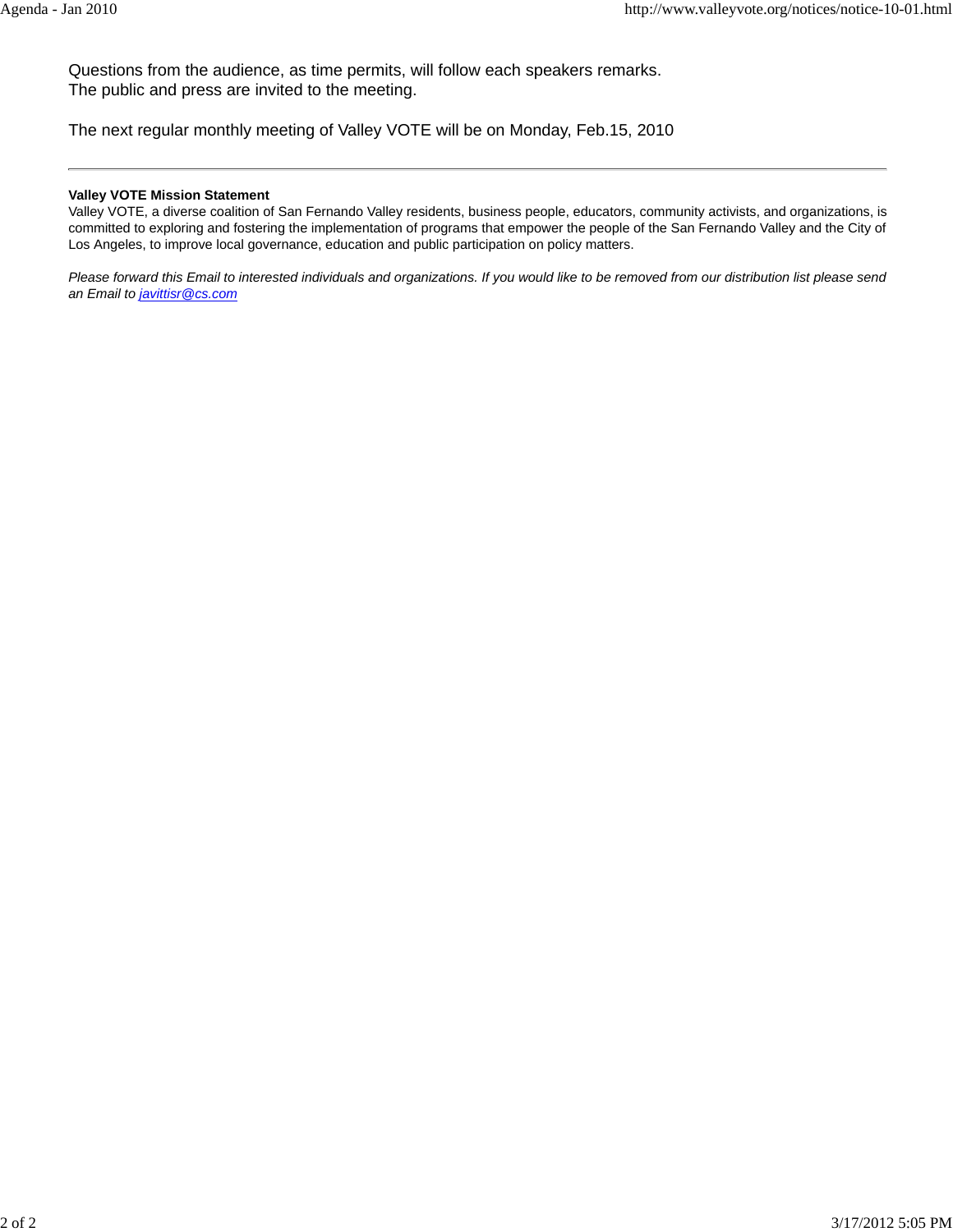Questions from the audience, as time permits, will follow each speakers remarks.
The public and press are invited to the meeting.

The next regular monthly meeting of Valley VOTE will be on Monday, Feb.15, 2010

---

**Valley VOTE Mission Statement**
Valley VOTE, a diverse coalition of San Fernando Valley residents, business people, educators, community activists, and organizations, is committed to exploring and fostering the implementation of programs that empower the people of the San Fernando Valley and the City of Los Angeles, to improve local governance, education and public participation on policy matters.

*Please forward this Email to interested individuals and organizations. If you would like to be removed from our distribution list please send an Email to javittisr@cs.com*